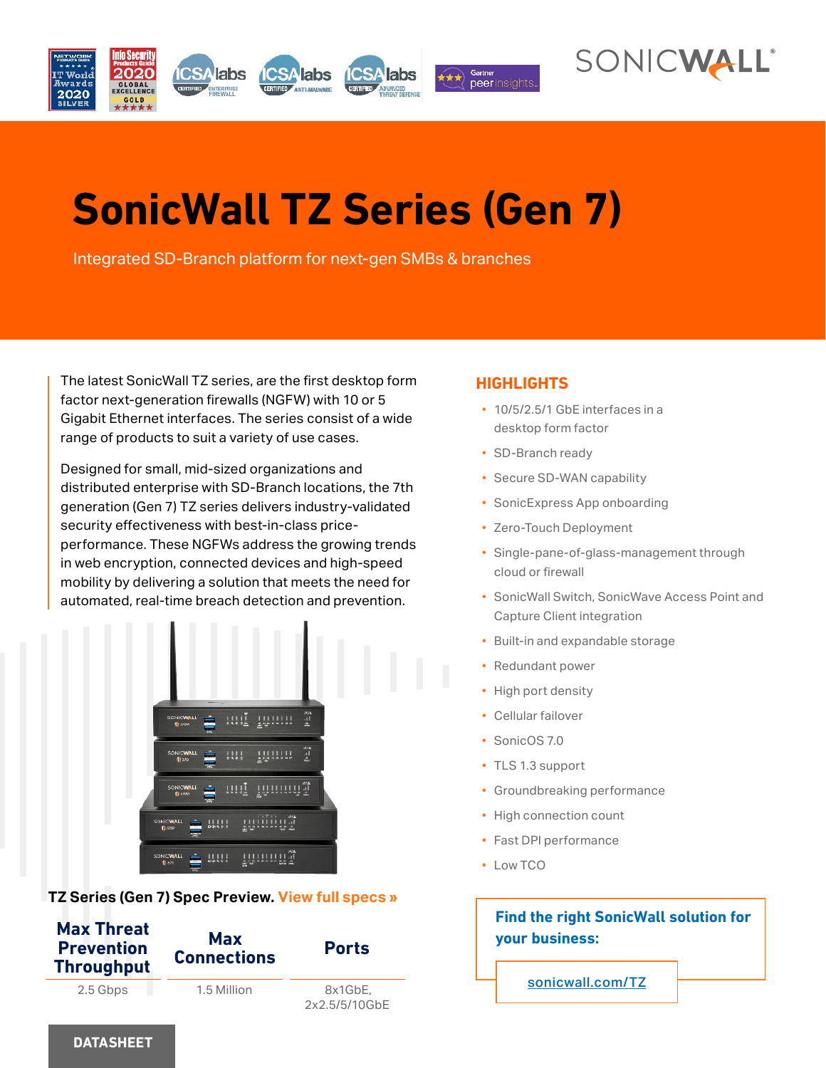# SonicWall TZ Series (Gen 7)

Integrated SD-Branch platform for next-gen SMBs & branches

The latest SonicWall TZ series, are the first desktop form factor next-generation firewalls (NGFW) with 10 or 5 Gigabit Ethernet interfaces. The series consist of a wide range of products to suit a variety of use cases.

Designed for small, mid-sized organizations and distributed enterprise with SD-Branch locations, the 7th generation (Gen 7) TZ series delivers industry-validated security effectiveness with best-in-class price-performance. These NGFWs address the growing trends in web encryption, connected devices and high-speed mobility by delivering a solution that meets the need for automated, real-time breach detection and prevention.

## HIGHLIGHTS

- 10/5/2.5/1 GbE interfaces in a desktop form factor
- SD-Branch ready
- Secure SD-WAN capability
- SonicExpress App onboarding
- Zero-Touch Deployment
- Single-pane-of-glass-management through cloud or firewall
- SonicWall Switch, SonicWave Access Point and Capture Client integration
- Built-in and expandable storage
- Redundant power
- High port density
- Cellular failover
- SonicOS 7.0
- TLS 1.3 support
- Groundbreaking performance
- High connection count
- Fast DPI performance
- Low TCO

**TZ Series (Gen 7) Spec Preview.** View full specs »

| Max Threat Prevention Throughput | Max Connections | Ports |
|---|---|---|
| 2.5 Gbps | 1.5 Million | 8x1GbE, 2x2.5/5/10GbE |

**Find the right SonicWall solution for your business:**

sonicwall.com/TZ

DATASHEET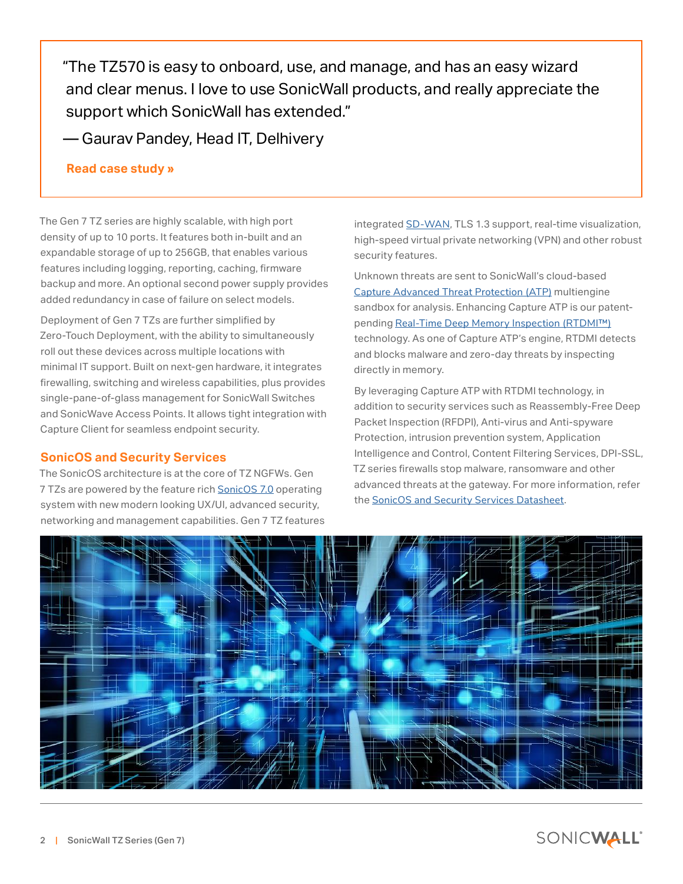> "The TZ570 is easy to onboard, use, and manage, and has an easy wizard and clear menus. I love to use SonicWall products, and really appreciate the support which SonicWall has extended."
>
> — Gaurav Pandey, Head IT, Delhivery
>
> **Read case study »**

The Gen 7 TZ series are highly scalable, with high port density of up to 10 ports. It features both in-built and an expandable storage of up to 256GB, that enables various features including logging, reporting, caching, firmware backup and more. An optional second power supply provides added redundancy in case of failure on select models.

Deployment of Gen 7 TZs are further simplified by Zero-Touch Deployment, with the ability to simultaneously roll out these devices across multiple locations with minimal IT support. Built on next-gen hardware, it integrates firewalling, switching and wireless capabilities, plus provides single-pane-of-glass management for SonicWall Switches and SonicWave Access Points. It allows tight integration with Capture Client for seamless endpoint security.

## SonicOS and Security Services

The SonicOS architecture is at the core of TZ NGFWs. Gen 7 TZs are powered by the feature rich SonicOS 7.0 operating system with new modern looking UX/UI, advanced security, networking and management capabilities. Gen 7 TZ features integrated SD-WAN, TLS 1.3 support, real-time visualization, high-speed virtual private networking (VPN) and other robust security features.

Unknown threats are sent to SonicWall's cloud-based Capture Advanced Threat Protection (ATP) multiengine sandbox for analysis. Enhancing Capture ATP is our patent-pending Real-Time Deep Memory Inspection (RTDMI™) technology. As one of Capture ATP's engine, RTDMI detects and blocks malware and zero-day threats by inspecting directly in memory.

By leveraging Capture ATP with RTDMI technology, in addition to security services such as Reassembly-Free Deep Packet Inspection (RFDPI), Anti-virus and Anti-spyware Protection, intrusion prevention system, Application Intelligence and Control, Content Filtering Services, DPI-SSL, TZ series firewalls stop malware, ransomware and other advanced threats at the gateway. For more information, refer the SonicOS and Security Services Datasheet.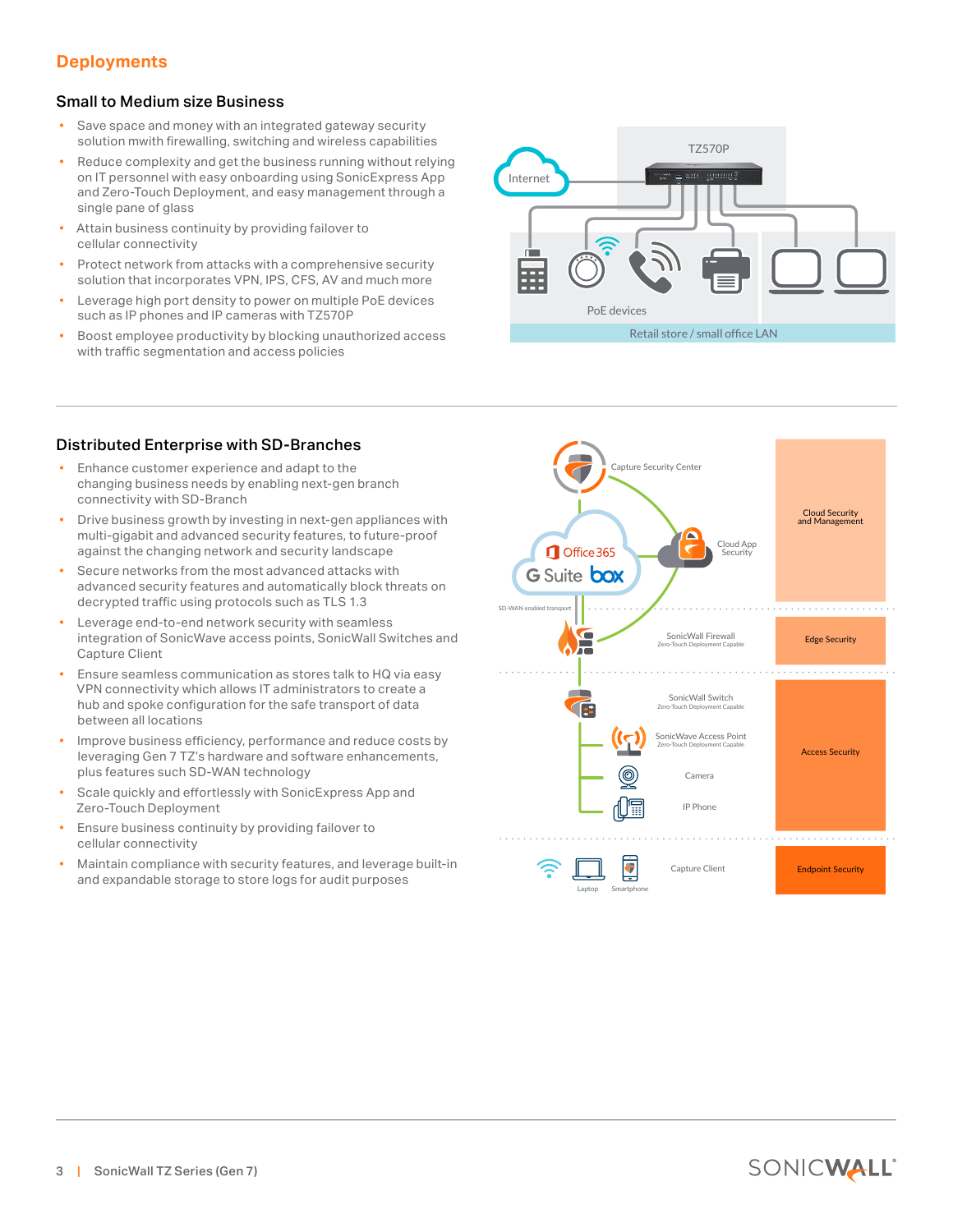## Deployments

### Small to Medium size Business

- Save space and money with an integrated gateway security solution mwith firewalling, switching and wireless capabilities
- Reduce complexity and get the business running without relying on IT personnel with easy onboarding using SonicExpress App and Zero-Touch Deployment, and easy management through a single pane of glass
- Attain business continuity by providing failover to cellular connectivity
- Protect network from attacks with a comprehensive security solution that incorporates VPN, IPS, CFS, AV and much more
- Leverage high port density to power on multiple PoE devices such as IP phones and IP cameras with TZ570P
- Boost employee productivity by blocking unauthorized access with traffic segmentation and access policies

Internet
TZ570P
PoE devices
Retail store / small office LAN

### Distributed Enterprise with SD-Branches

- Enhance customer experience and adapt to the changing business needs by enabling next-gen branch connectivity with SD-Branch
- Drive business growth by investing in next-gen appliances with multi-gigabit and advanced security features, to future-proof against the changing network and security landscape
- Secure networks from the most advanced attacks with advanced security features and automatically block threats on decrypted traffic using protocols such as TLS 1.3
- Leverage end-to-end network security with seamless integration of SonicWave access points, SonicWall Switches and Capture Client
- Ensure seamless communication as stores talk to HQ via easy VPN connectivity which allows IT administrators to create a hub and spoke configuration for the safe transport of data between all locations
- Improve business efficiency, performance and reduce costs by leveraging Gen 7 TZ's hardware and software enhancements, plus features such SD-WAN technology
- Scale quickly and effortlessly with SonicExpress App and Zero-Touch Deployment
- Ensure business continuity by providing failover to cellular connectivity
- Maintain compliance with security features, and leverage built-in and expandable storage to store logs for audit purposes

Capture Security Center
Office 365
G Suite box
Cloud App Security
Cloud Security and Management
SD-WAN enabled transport
SonicWall Firewall
Zero-Touch Deployment Capable
Edge Security
SonicWall Switch
Zero-Touch Deployment Capable
SonicWave Access Point
Zero-Touch Deployment Capable
Camera
IP Phone
Access Security
Laptop
Smartphone
Capture Client
Endpoint Security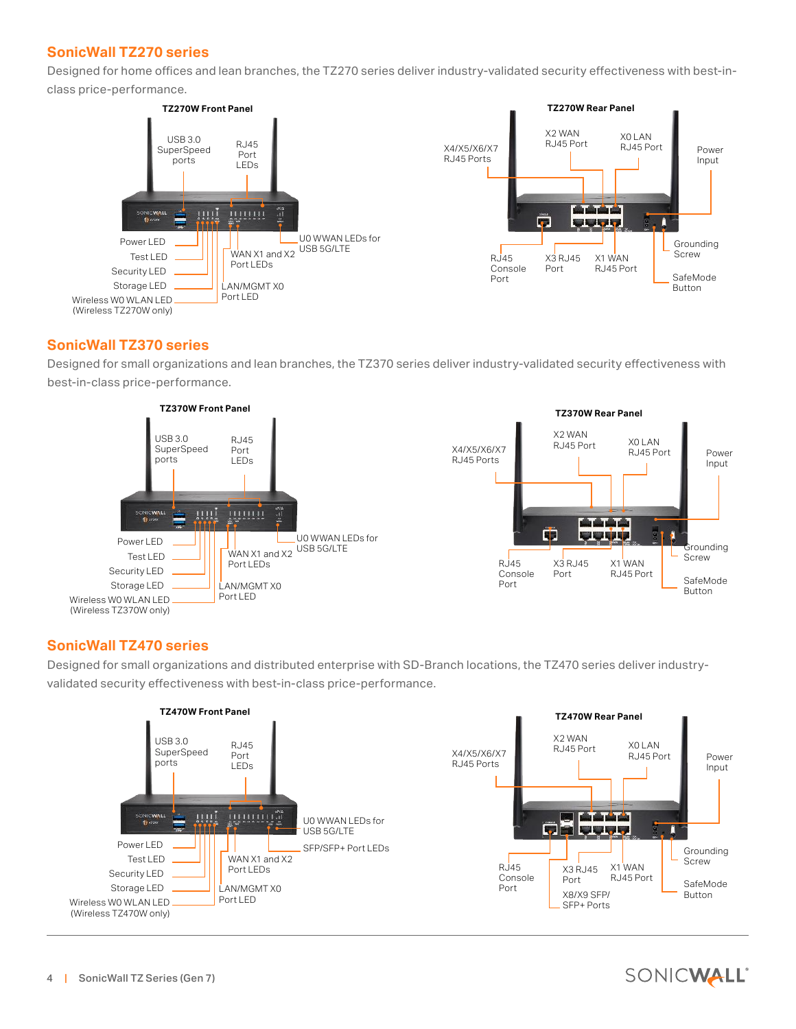## SonicWall TZ270 series

Designed for home offices and lean branches, the TZ270 series deliver industry-validated security effectiveness with best-in-class price-performance.

**TZ270W Front Panel**

USB 3.0 SuperSpeed ports
RJ45 Port LEDs
Power LED
Test LED
Security LED
Storage LED
Wireless W0 WLAN LED (Wireless TZ270W only)
U0 WWAN LEDs for USB 5G/LTE
WAN X1 and X2 Port LEDs
LAN/MGMT X0 Port LED

**TZ270W Rear Panel**

X4/X5/X6/X7 RJ45 Ports
X2 WAN RJ45 Port
X0 LAN RJ45 Port
Power Input
RJ45 Console Port
X3 RJ45 Port
X1 WAN RJ45 Port
Grounding Screw
SafeMode Button

## SonicWall TZ370 series

Designed for small organizations and lean branches, the TZ370 series deliver industry-validated security effectiveness with best-in-class price-performance.

**TZ370W Front Panel**

USB 3.0 SuperSpeed ports
RJ45 Port LEDs
Power LED
Test LED
Security LED
Storage LED
Wireless W0 WLAN LED (Wireless TZ370W only)
U0 WWAN LEDs for USB 5G/LTE
WAN X1 and X2 Port LEDs
LAN/MGMT X0 Port LED

**TZ370W Rear Panel**

X4/X5/X6/X7 RJ45 Ports
X2 WAN RJ45 Port
X0 LAN RJ45 Port
Power Input
RJ45 Console Port
X3 RJ45 Port
X1 WAN RJ45 Port
Grounding Screw
SafeMode Button

## SonicWall TZ470 series

Designed for small organizations and distributed enterprise with SD-Branch locations, the TZ470 series deliver industry-validated security effectiveness with best-in-class price-performance.

**TZ470W Front Panel**

USB 3.0 SuperSpeed ports
RJ45 Port LEDs
U0 WWAN LEDs for USB 5G/LTE
SFP/SFP+ Port LEDs
Power LED
Test LED
Security LED
Storage LED
Wireless W0 WLAN LED (Wireless TZ470W only)
WAN X1 and X2 Port LEDs
LAN/MGMT X0 Port LED

**TZ470W Rear Panel**

X4/X5/X6/X7 RJ45 Ports
X2 WAN RJ45 Port
X0 LAN RJ45 Port
Power Input
RJ45 Console Port
X3 RJ45 Port
X1 WAN RJ45 Port
X8/X9 SFP/SFP+ Ports
Grounding Screw
SafeMode Button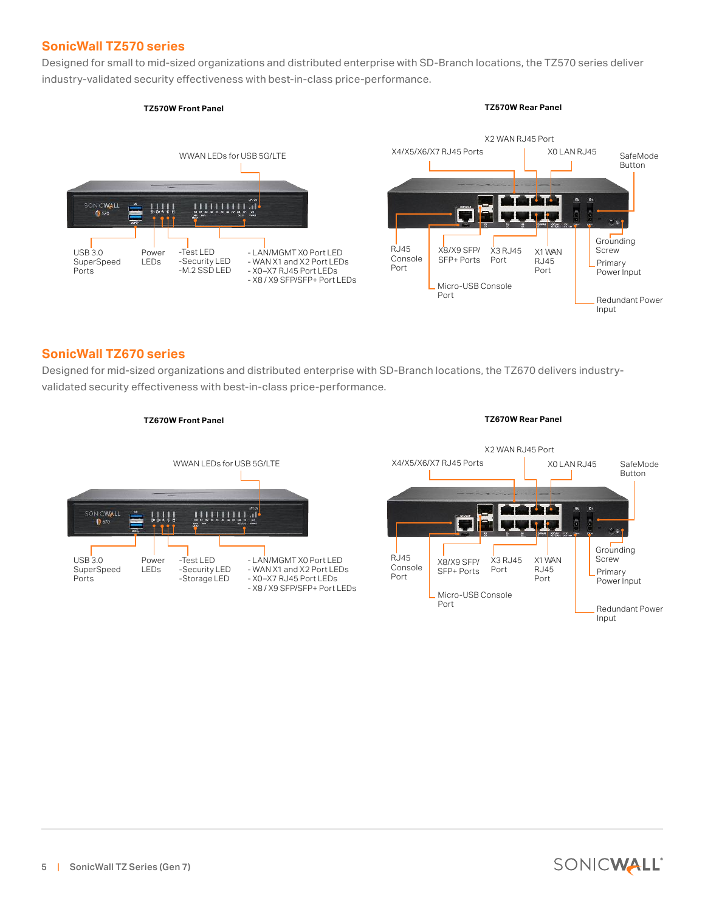## SonicWall TZ570 series

Designed for small to mid-sized organizations and distributed enterprise with SD-Branch locations, the TZ570 series deliver industry-validated security effectiveness with best-in-class price-performance.

**TZ570W Front Panel**

WWAN LEDs for USB 5G/LTE

USB 3.0 SuperSpeed Ports

Power LEDs

- -Test LED
- -Security LED
- -M.2 SSD LED

- - LAN/MGMT X0 Port LED
- - WAN X1 and X2 Port LEDs
- - X0–X7 RJ45 Port LEDs
- - X8 / X9 SFP/SFP+ Port LEDs

**TZ570W Rear Panel**

X2 WAN RJ45 Port

X4/X5/X6/X7 RJ45 Ports

X0 LAN RJ45

SafeMode Button

RJ45 Console Port

X8/X9 SFP/ SFP+ Ports

X3 RJ45 Port

X1 WAN RJ45 Port

Grounding Screw

Primary Power Input

Micro-USB Console Port

Redundant Power Input

## SonicWall TZ670 series

Designed for mid-sized organizations and distributed enterprise with SD-Branch locations, the TZ670 delivers industry-validated security effectiveness with best-in-class price-performance.

**TZ670W Front Panel**

WWAN LEDs for USB 5G/LTE

USB 3.0 SuperSpeed Ports

Power LEDs

- -Test LED
- -Security LED
- -Storage LED

- - LAN/MGMT X0 Port LED
- - WAN X1 and X2 Port LEDs
- - X0–X7 RJ45 Port LEDs
- - X8 / X9 SFP/SFP+ Port LEDs

**TZ670W Rear Panel**

X2 WAN RJ45 Port

X4/X5/X6/X7 RJ45 Ports

X0 LAN RJ45

SafeMode Button

RJ45 Console Port

X8/X9 SFP/ SFP+ Ports

X3 RJ45 Port

X1 WAN RJ45 Port

Grounding Screw

Primary Power Input

Micro-USB Console Port

Redundant Power Input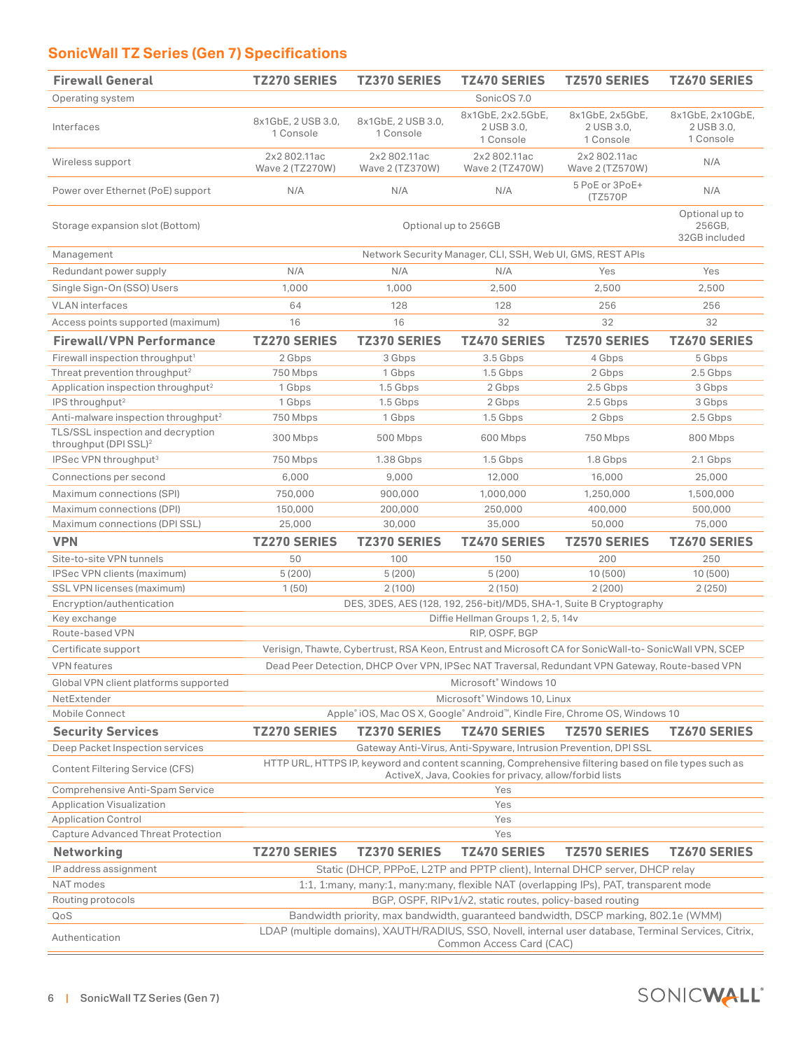## SonicWall TZ Series (Gen 7) Specifications

| Firewall General | TZ270 SERIES | TZ370 SERIES | TZ470 SERIES | TZ570 SERIES | TZ670 SERIES |
|---|---|---|---|---|---|
| Operating system | SonicOS 7.0 | | | | |
| Interfaces | 8x1GbE, 2 USB 3.0, 1 Console | 8x1GbE, 2 USB 3.0, 1 Console | 8x1GbE, 2x2.5GbE, 2 USB 3.0, 1 Console | 8x1GbE, 2x5GbE, 2 USB 3.0, 1 Console | 8x1GbE, 2x10GbE, 2 USB 3.0, 1 Console |
| Wireless support | 2x2 802.11ac Wave 2 (TZ270W) | 2x2 802.11ac Wave 2 (TZ370W) | 2x2 802.11ac Wave 2 (TZ470W) | 2x2 802.11ac Wave 2 (TZ570W) | N/A |
| Power over Ethernet (PoE) support | N/A | N/A | N/A | 5 PoE or 3PoE+ (TZ570P | N/A |
| Storage expansion slot (Bottom) | Optional up to 256GB | | | | Optional up to 256GB, 32GB included |
| Management | Network Security Manager, CLI, SSH, Web UI, GMS, REST APIs | | | | |
| Redundant power supply | N/A | N/A | N/A | Yes | Yes |
| Single Sign-On (SSO) Users | 1,000 | 1,000 | 2,500 | 2,500 | 2,500 |
| VLAN interfaces | 64 | 128 | 128 | 256 | 256 |
| Access points supported (maximum) | 16 | 16 | 32 | 32 | 32 |
| **Firewall/VPN Performance** | **TZ270 SERIES** | **TZ370 SERIES** | **TZ470 SERIES** | **TZ570 SERIES** | **TZ670 SERIES** |
| Firewall inspection throughput[1] | 2 Gbps | 3 Gbps | 3.5 Gbps | 4 Gbps | 5 Gbps |
| Threat prevention throughput[2] | 750 Mbps | 1 Gbps | 1.5 Gbps | 2 Gbps | 2.5 Gbps |
| Application inspection throughput[2] | 1 Gbps | 1.5 Gbps | 2 Gbps | 2.5 Gbps | 3 Gbps |
| IPS throughput[2] | 1 Gbps | 1.5 Gbps | 2 Gbps | 2.5 Gbps | 3 Gbps |
| Anti-malware inspection throughput[2] | 750 Mbps | 1 Gbps | 1.5 Gbps | 2 Gbps | 2.5 Gbps |
| TLS/SSL inspection and decryption throughput (DPI SSL)[2] | 300 Mbps | 500 Mbps | 600 Mbps | 750 Mbps | 800 Mbps |
| IPSec VPN throughput[3] | 750 Mbps | 1.38 Gbps | 1.5 Gbps | 1.8 Gbps | 2.1 Gbps |
| Connections per second | 6,000 | 9,000 | 12,000 | 16,000 | 25,000 |
| Maximum connections (SPI) | 750,000 | 900,000 | 1,000,000 | 1,250,000 | 1,500,000 |
| Maximum connections (DPI) | 150,000 | 200,000 | 250,000 | 400,000 | 500,000 |
| Maximum connections (DPI SSL) | 25,000 | 30,000 | 35,000 | 50,000 | 75,000 |
| **VPN** | **TZ270 SERIES** | **TZ370 SERIES** | **TZ470 SERIES** | **TZ570 SERIES** | **TZ670 SERIES** |
| Site-to-site VPN tunnels | 50 | 100 | 150 | 200 | 250 |
| IPSec VPN clients (maximum) | 5 (200) | 5 (200) | 5 (200) | 10 (500) | 10 (500) |
| SSL VPN licenses (maximum) | 1 (50) | 2 (100) | 2 (150) | 2 (200) | 2 (250) |
| Encryption/authentication | DES, 3DES, AES (128, 192, 256-bit)/MD5, SHA-1, Suite B Cryptography | | | | |
| Key exchange | Diffie Hellman Groups 1, 2, 5, 14v | | | | |
| Route-based VPN | RIP, OSPF, BGP | | | | |
| Certificate support | Verisign, Thawte, Cybertrust, RSA Keon, Entrust and Microsoft CA for SonicWall-to- SonicWall VPN, SCEP | | | | |
| VPN features | Dead Peer Detection, DHCP Over VPN, IPSec NAT Traversal, Redundant VPN Gateway, Route-based VPN | | | | |
| Global VPN client platforms supported | Microsoft® Windows 10 | | | | |
| NetExtender | Microsoft® Windows 10, Linux | | | | |
| Mobile Connect | Apple® iOS, Mac OS X, Google® Android™, Kindle Fire, Chrome OS, Windows 10 | | | | |
| **Security Services** | **TZ270 SERIES** | **TZ370 SERIES** | **TZ470 SERIES** | **TZ570 SERIES** | **TZ670 SERIES** |
| Deep Packet Inspection services | Gateway Anti-Virus, Anti-Spyware, Intrusion Prevention, DPI SSL | | | | |
| Content Filtering Service (CFS) | HTTP URL, HTTPS IP, keyword and content scanning, Comprehensive filtering based on file types such as ActiveX, Java, Cookies for privacy, allow/forbid lists | | | | |
| Comprehensive Anti-Spam Service | Yes | | | | |
| Application Visualization | Yes | | | | |
| Application Control | Yes | | | | |
| Capture Advanced Threat Protection | Yes | | | | |
| **Networking** | **TZ270 SERIES** | **TZ370 SERIES** | **TZ470 SERIES** | **TZ570 SERIES** | **TZ670 SERIES** |
| IP address assignment | Static (DHCP, PPPoE, L2TP and PPTP client), Internal DHCP server, DHCP relay | | | | |
| NAT modes | 1:1, 1:many, many:1, many:many, flexible NAT (overlapping IPs), PAT, transparent mode | | | | |
| Routing protocols | BGP, OSPF, RIPv1/v2, static routes, policy-based routing | | | | |
| QoS | Bandwidth priority, max bandwidth, guaranteed bandwidth, DSCP marking, 802.1e (WMM) | | | | |
| Authentication | LDAP (multiple domains), XAUTH/RADIUS, SSO, Novell, internal user database, Terminal Services, Citrix, Common Access Card (CAC) | | | | |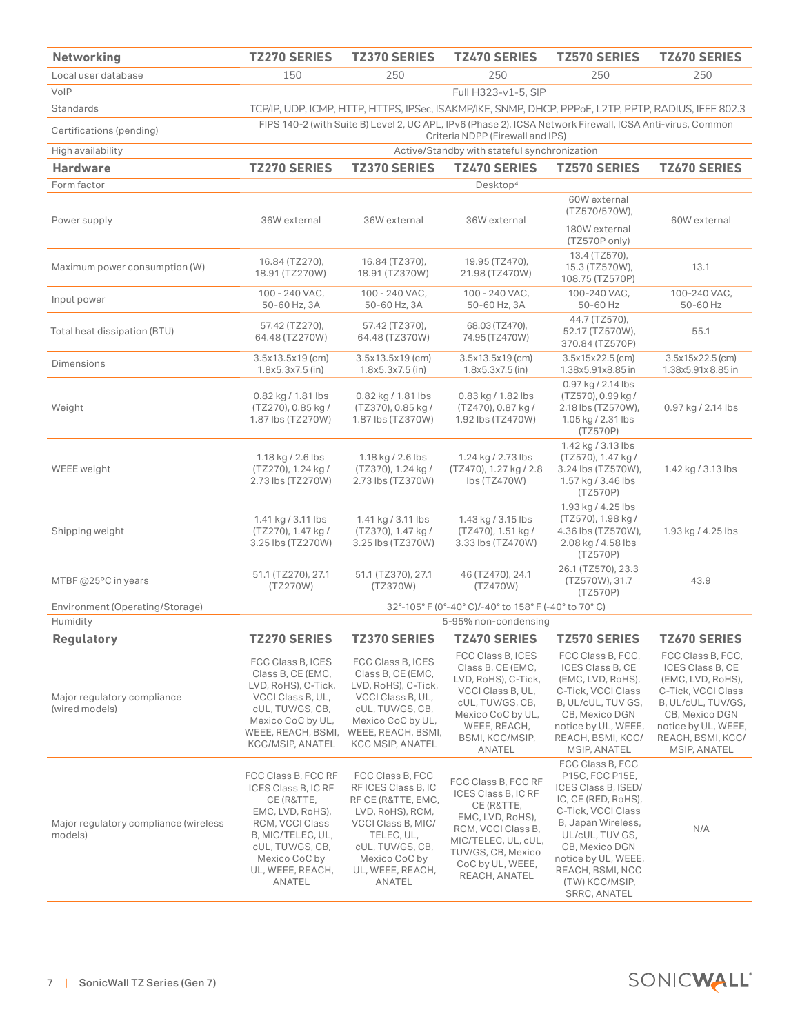| Networking | TZ270 SERIES | TZ370 SERIES | TZ470 SERIES | TZ570 SERIES | TZ670 SERIES |
|---|---|---|---|---|---|
| Local user database | 150 | 250 | 250 | 250 | 250 |
| VoIP | Full H323-v1-5, SIP | | | | |
| Standards | TCP/IP, UDP, ICMP, HTTP, HTTPS, IPSec, ISAKMP/IKE, SNMP, DHCP, PPPoE, L2TP, PPTP, RADIUS, IEEE 802.3 | | | | |
| Certifications (pending) | FIPS 140-2 (with Suite B) Level 2, UC APL, IPv6 (Phase 2), ICSA Network Firewall, ICSA Anti-virus, Common Criteria NDPP (Firewall and IPS) | | | | |
| High availability | Active/Standby with stateful synchronization | | | | |
| **Hardware** | **TZ270 SERIES** | **TZ370 SERIES** | **TZ470 SERIES** | **TZ570 SERIES** | **TZ670 SERIES** |
| Form factor | Desktop[4] | | | | |
| Power supply | 36W external | 36W external | 36W external | 60W external (TZ570/570W), 180W external (TZ570P only) | 60W external |
| Maximum power consumption (W) | 16.84 (TZ270), 18.91 (TZ270W) | 16.84 (TZ370), 18.91 (TZ370W) | 19.95 (TZ470), 21.98 (TZ470W) | 13.4 (TZ570), 15.3 (TZ570W), 108.75 (TZ570P) | 13.1 |
| Input power | 100 - 240 VAC, 50-60 Hz, 3A | 100 - 240 VAC, 50-60 Hz, 3A | 100 - 240 VAC, 50-60 Hz, 3A | 100-240 VAC, 50-60 Hz | 100-240 VAC, 50-60 Hz |
| Total heat dissipation (BTU) | 57.42 (TZ270), 64.48 (TZ270W) | 57.42 (TZ370), 64.48 (TZ370W) | 68.03 (TZ470), 74.95 (TZ470W) | 44.7 (TZ570), 52.17 (TZ570W), 370.84 (TZ570P) | 55.1 |
| Dimensions | 3.5x13.5x19 (cm) 1.8x5.3x7.5 (in) | 3.5x13.5x19 (cm) 1.8x5.3x7.5 (in) | 3.5x13.5x19 (cm) 1.8x5.3x7.5 (in) | 3.5x15x22.5 (cm) 1.38x5.91x8.85 in | 3.5x15x22.5 (cm) 1.38x5.91x 8.85 in |
| Weight | 0.82 kg / 1.81 lbs (TZ270), 0.85 kg / 1.87 lbs (TZ270W) | 0.82 kg / 1.81 lbs (TZ370), 0.85 kg / 1.87 lbs (TZ370W) | 0.83 kg / 1.82 lbs (TZ470), 0.87 kg / 1.92 lbs (TZ470W) | 0.97 kg / 2.14 lbs (TZ570), 0.99 kg / 2.18 lbs (TZ570W), 1.05 kg / 2.31 lbs (TZ570P) | 0.97 kg / 2.14 lbs |
| WEEE weight | 1.18 kg / 2.6 lbs (TZ270), 1.24 kg / 2.73 lbs (TZ270W) | 1.18 kg / 2.6 lbs (TZ370), 1.24 kg / 2.73 lbs (TZ370W) | 1.24 kg / 2.73 lbs (TZ470), 1.27 kg / 2.8 lbs (TZ470W) | 1.42 kg / 3.13 lbs (TZ570), 1.47 kg / 3.24 lbs (TZ570W), 1.57 kg / 3.46 lbs (TZ570P) | 1.42 kg / 3.13 lbs |
| Shipping weight | 1.41 kg / 3.11 lbs (TZ270), 1.47 kg / 3.25 lbs (TZ270W) | 1.41 kg / 3.11 lbs (TZ370), 1.47 kg / 3.25 lbs (TZ370W) | 1.43 kg / 3.15 lbs (TZ470), 1.51 kg / 3.33 lbs (TZ470W) | 1.93 kg / 4.25 lbs (TZ570), 1.98 kg / 4.36 lbs (TZ570W), 2.08 kg / 4.58 lbs (TZ570P) | 1.93 kg / 4.25 lbs |
| MTBF @25°C in years | 51.1 (TZ270), 27.1 (TZ270W) | 51.1 (TZ370), 27.1 (TZ370W) | 46 (TZ470), 24.1 (TZ470W) | 26.1 (TZ570), 23.3 (TZ570W), 31.7 (TZ570P) | 43.9 |
| Environment (Operating/Storage) | 32°-105° F (0°-40° C)/-40° to 158° F (-40° to 70° C) | | | | |
| Humidity | 5-95% non-condensing | | | | |
| **Regulatory** | **TZ270 SERIES** | **TZ370 SERIES** | **TZ470 SERIES** | **TZ570 SERIES** | **TZ670 SERIES** |
| Major regulatory compliance (wired models) | FCC Class B, ICES Class B, CE (EMC, LVD, RoHS), C-Tick, VCCI Class B, UL, cUL, TUV/GS, CB, Mexico CoC by UL, WEEE, REACH, BSMI, KCC/MSIP, ANATEL | FCC Class B, ICES Class B, CE (EMC, LVD, RoHS), C-Tick, VCCI Class B, UL, cUL, TUV/GS, CB, Mexico CoC by UL, WEEE, REACH, BSMI, KCC MSIP, ANATEL | FCC Class B, ICES Class B, CE (EMC, LVD, RoHS), C-Tick, VCCI Class B, UL, cUL, TUV/GS, CB, Mexico CoC by UL, WEEE, REACH, BSMI, KCC/MSIP, ANATEL | FCC Class B, FCC, ICES Class B, CE (EMC, LVD, RoHS), C-Tick, VCCI Class B, UL/cUL, TUV GS, CB, Mexico DGN notice by UL, WEEE, REACH, BSMI, KCC/ MSIP, ANATEL | FCC Class B, FCC, ICES Class B, CE (EMC, LVD, RoHS), C-Tick, VCCI Class B, UL/cUL, TUV/GS, CB, Mexico DGN notice by UL, WEEE, REACH, BSMI, KCC/ MSIP, ANATEL |
| Major regulatory compliance (wireless models) | FCC Class B, FCC RF ICES Class B, IC RF CE (R&TTE, EMC, LVD, RoHS), RCM, VCCI Class B, MIC/TELEC, UL, cUL, TUV/GS, CB, Mexico CoC by UL, WEEE, REACH, ANATEL | FCC Class B, FCC RF ICES Class B, IC RF CE (R&TTE, EMC, LVD, RoHS), RCM, VCCI Class B, MIC/ TELEC, UL, cUL, TUV/GS, CB, Mexico CoC by UL, WEEE, REACH, ANATEL | FCC Class B, FCC RF ICES Class B, IC RF CE (R&TTE, EMC, LVD, RoHS), RCM, VCCI Class B, MIC/TELEC, UL, cUL, TUV/GS, CB, Mexico CoC by UL, WEEE, REACH, ANATEL | FCC Class B, FCC P15C, FCC P15E, ICES Class B, ISED/ IC, CE (RED, RoHS), C-Tick, VCCI Class B, Japan Wireless, UL/cUL, TUV GS, CB, Mexico DGN notice by UL, WEEE, REACH, BSMI, NCC (TW) KCC/MSIP, SRRC, ANATEL | N/A |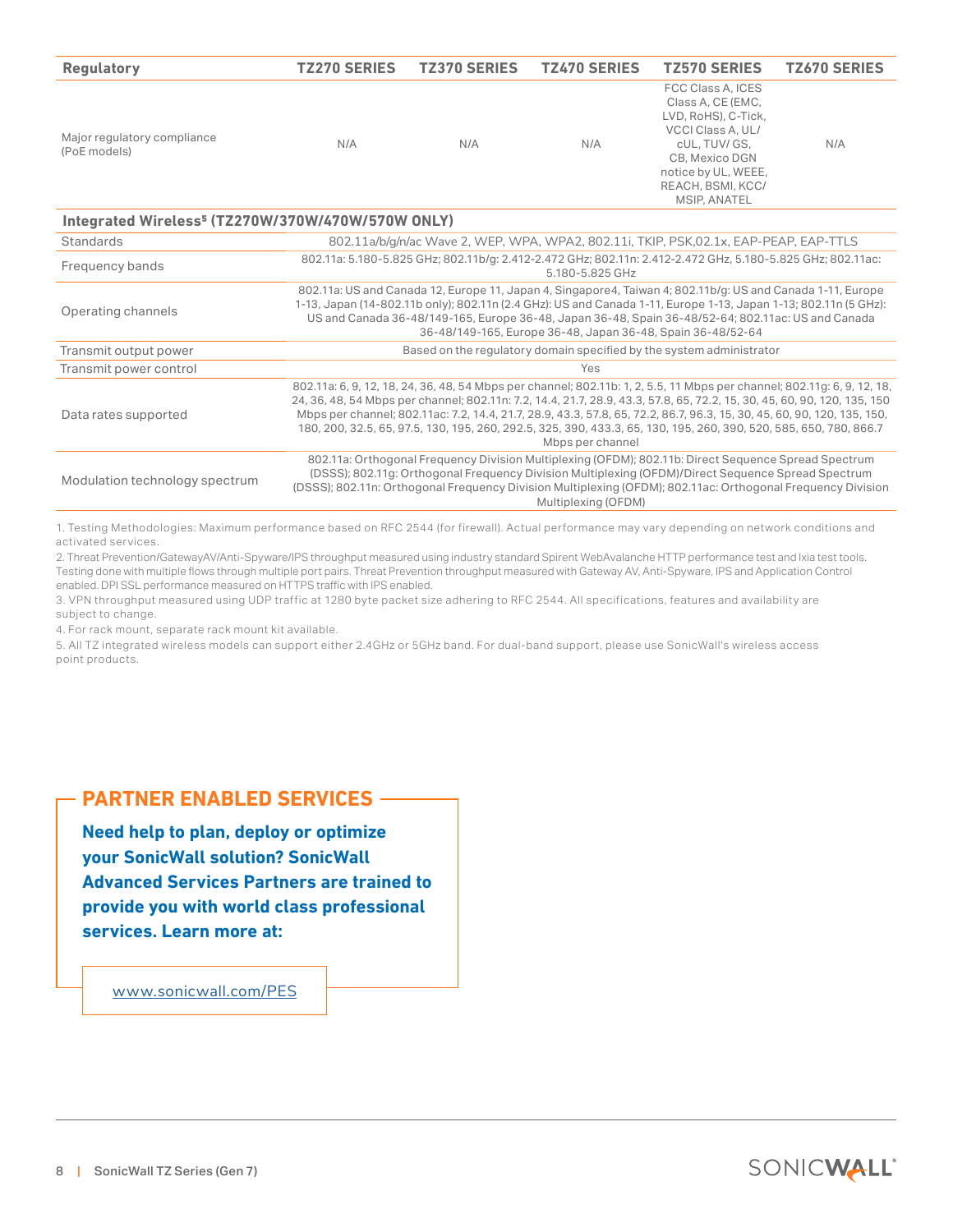| Regulatory | TZ270 SERIES | TZ370 SERIES | TZ470 SERIES | TZ570 SERIES | TZ670 SERIES |
|---|---|---|---|---|---|
| Major regulatory compliance (PoE models) | N/A | N/A | N/A | FCC Class A, ICES Class A, CE (EMC, LVD, RoHS), C-Tick, VCCI Class A, UL/ cUL, TUV/ GS, CB, Mexico DGN notice by UL, WEEE, REACH, BSMI, KCC/ MSIP, ANATEL | N/A |

| Integrated Wireless[5] (TZ270W/370W/470W/570W ONLY) | |
|---|---|
| Standards | 802.11a/b/g/n/ac Wave 2, WEP, WPA, WPA2, 802.11i, TKIP, PSK,02.1x, EAP-PEAP, EAP-TTLS |
| Frequency bands | 802.11a: 5.180-5.825 GHz; 802.11b/g: 2.412-2.472 GHz; 802.11n: 2.412-2.472 GHz, 5.180-5.825 GHz; 802.11ac: 5.180-5.825 GHz |
| Operating channels | 802.11a: US and Canada 12, Europe 11, Japan 4, Singapore4, Taiwan 4; 802.11b/g: US and Canada 1-11, Europe 1-13, Japan (14-802.11b only); 802.11n (2.4 GHz): US and Canada 1-11, Europe 1-13, Japan 1-13; 802.11n (5 GHz): US and Canada 36-48/149-165, Europe 36-48, Japan 36-48, Spain 36-48/52-64; 802.11ac: US and Canada 36-48/149-165, Europe 36-48, Japan 36-48, Spain 36-48/52-64 |
| Transmit output power | Based on the regulatory domain specified by the system administrator |
| Transmit power control | Yes |
| Data rates supported | 802.11a: 6, 9, 12, 18, 24, 36, 48, 54 Mbps per channel; 802.11b: 1, 2, 5.5, 11 Mbps per channel; 802.11g: 6, 9, 12, 18, 24, 36, 48, 54 Mbps per channel; 802.11n: 7.2, 14.4, 21.7, 28.9, 43.3, 57.8, 65, 72.2, 15, 30, 45, 60, 90, 120, 135, 150 Mbps per channel; 802.11ac: 7.2, 14.4, 21.7, 28.9, 43.3, 57.8, 65, 72.2, 86.7, 96.3, 15, 30, 45, 60, 90, 120, 135, 150, 180, 200, 32.5, 65, 97.5, 130, 195, 260, 292.5, 325, 390, 433.3, 65, 130, 195, 260, 390, 520, 585, 650, 780, 866.7 Mbps per channel |
| Modulation technology spectrum | 802.11a: Orthogonal Frequency Division Multiplexing (OFDM); 802.11b: Direct Sequence Spread Spectrum (DSSS); 802.11g: Orthogonal Frequency Division Multiplexing (OFDM)/Direct Sequence Spread Spectrum (DSSS); 802.11n: Orthogonal Frequency Division Multiplexing (OFDM); 802.11ac: Orthogonal Frequency Division Multiplexing (OFDM) |

1. Testing Methodologies: Maximum performance based on RFC 2544 (for firewall). Actual performance may vary depending on network conditions and activated services.

2. Threat Prevention/GatewayAV/Anti-Spyware/IPS throughput measured using industry standard Spirent WebAvalanche HTTP performance test and Ixia test tools. Testing done with multiple flows through multiple port pairs. Threat Prevention throughput measured with Gateway AV, Anti-Spyware, IPS and Application Control enabled. DPI SSL performance measured on HTTPS traffic with IPS enabled.

3. VPN throughput measured using UDP traffic at 1280 byte packet size adhering to RFC 2544. All specifications, features and availability are subject to change.

4. For rack mount, separate rack mount kit available.

5. All TZ integrated wireless models can support either 2.4GHz or 5GHz band. For dual-band support, please use SonicWall's wireless access point products.

## PARTNER ENABLED SERVICES

**Need help to plan, deploy or optimize your SonicWall solution? SonicWall Advanced Services Partners are trained to provide you with world class professional services. Learn more at:**

www.sonicwall.com/PES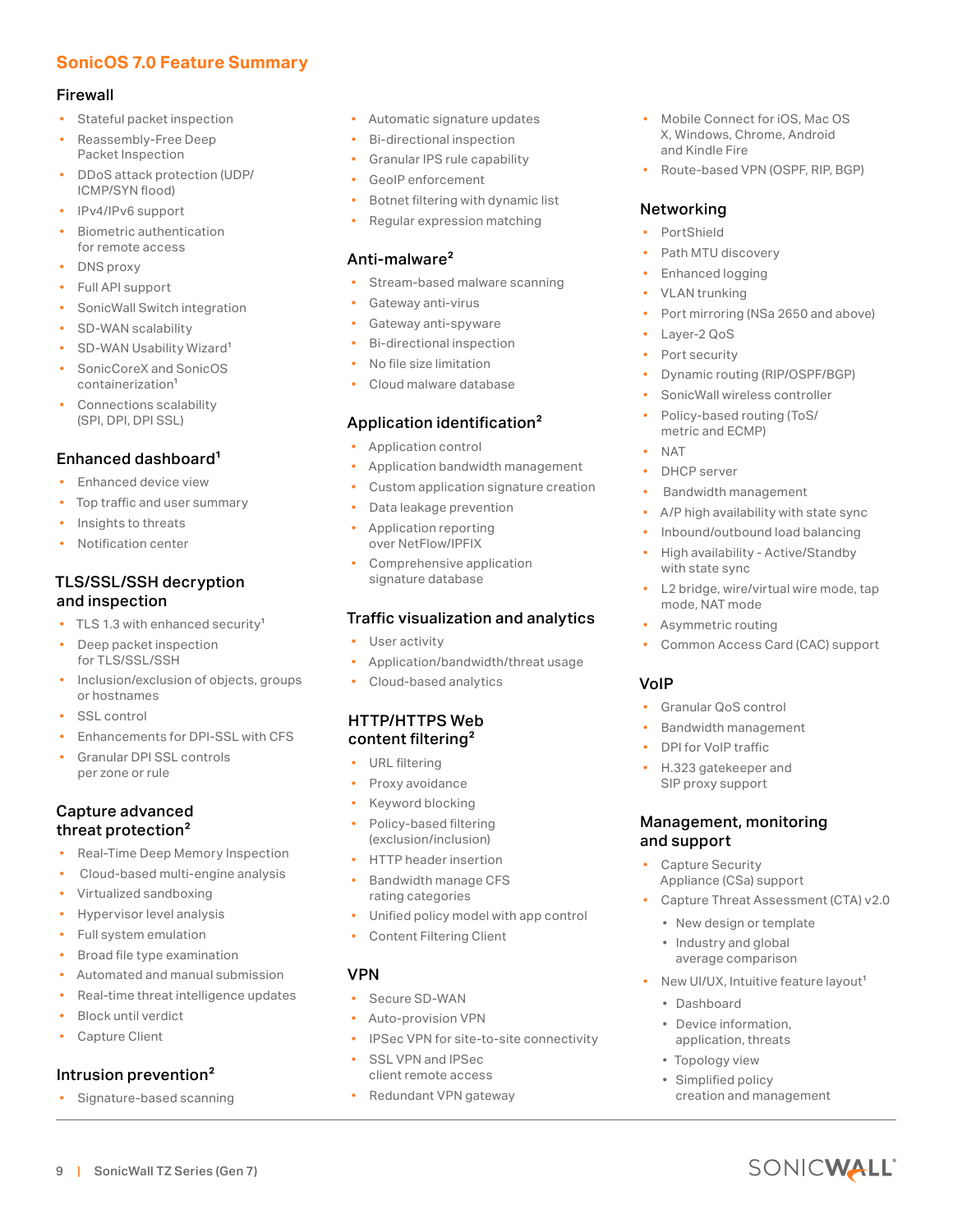## SonicOS 7.0 Feature Summary

### Firewall

- Stateful packet inspection
- Reassembly-Free Deep Packet Inspection
- DDoS attack protection (UDP/ICMP/SYN flood)
- IPv4/IPv6 support
- Biometric authentication for remote access
- DNS proxy
- Full API support
- SonicWall Switch integration
- SD-WAN scalability
- SD-WAN Usability Wizard[1]
- SonicCoreX and SonicOS containerization[1]
- Connections scalability (SPI, DPI, DPI SSL)

### Enhanced dashboard[1]

- Enhanced device view
- Top traffic and user summary
- Insights to threats
- Notification center

### TLS/SSL/SSH decryption and inspection

- TLS 1.3 with enhanced security[1]
- Deep packet inspection for TLS/SSL/SSH
- Inclusion/exclusion of objects, groups or hostnames
- SSL control
- Enhancements for DPI-SSL with CFS
- Granular DPI SSL controls per zone or rule

### Capture advanced threat protection[2]

- Real-Time Deep Memory Inspection
- Cloud-based multi-engine analysis
- Virtualized sandboxing
- Hypervisor level analysis
- Full system emulation
- Broad file type examination
- Automated and manual submission
- Real-time threat intelligence updates
- Block until verdict
- Capture Client

### Intrusion prevention[2]

- Signature-based scanning
- Automatic signature updates
- Bi-directional inspection
- Granular IPS rule capability
- GeoIP enforcement
- Botnet filtering with dynamic list
- Regular expression matching

### Anti-malware[2]

- Stream-based malware scanning
- Gateway anti-virus
- Gateway anti-spyware
- Bi-directional inspection
- No file size limitation
- Cloud malware database

### Application identification[2]

- Application control
- Application bandwidth management
- Custom application signature creation
- Data leakage prevention
- Application reporting over NetFlow/IPFIX
- Comprehensive application signature database

### Traffic visualization and analytics

- User activity
- Application/bandwidth/threat usage
- Cloud-based analytics

### HTTP/HTTPS Web content filtering[2]

- URL filtering
- Proxy avoidance
- Keyword blocking
- Policy-based filtering (exclusion/inclusion)
- HTTP header insertion
- Bandwidth manage CFS rating categories
- Unified policy model with app control
- Content Filtering Client

### VPN

- Secure SD-WAN
- Auto-provision VPN
- IPSec VPN for site-to-site connectivity
- SSL VPN and IPSec client remote access
- Redundant VPN gateway
- Mobile Connect for iOS, Mac OS X, Windows, Chrome, Android and Kindle Fire
- Route-based VPN (OSPF, RIP, BGP)

### Networking

- PortShield
- Path MTU discovery
- Enhanced logging
- VLAN trunking
- Port mirroring (NSa 2650 and above)
- Layer-2 QoS
- Port security
- Dynamic routing (RIP/OSPF/BGP)
- SonicWall wireless controller
- Policy-based routing (ToS/metric and ECMP)
- NAT
- DHCP server
- Bandwidth management
- A/P high availability with state sync
- Inbound/outbound load balancing
- High availability - Active/Standby with state sync
- L2 bridge, wire/virtual wire mode, tap mode, NAT mode
- Asymmetric routing
- Common Access Card (CAC) support

### VoIP

- Granular QoS control
- Bandwidth management
- DPI for VoIP traffic
- H.323 gatekeeper and SIP proxy support

### Management, monitoring and support

- Capture Security Appliance (CSa) support
- Capture Threat Assessment (CTA) v2.0
  - New design or template
  - Industry and global average comparison
- New UI/UX, Intuitive feature layout[1]
  - Dashboard
  - Device information, application, threats
  - Topology view
  - Simplified policy creation and management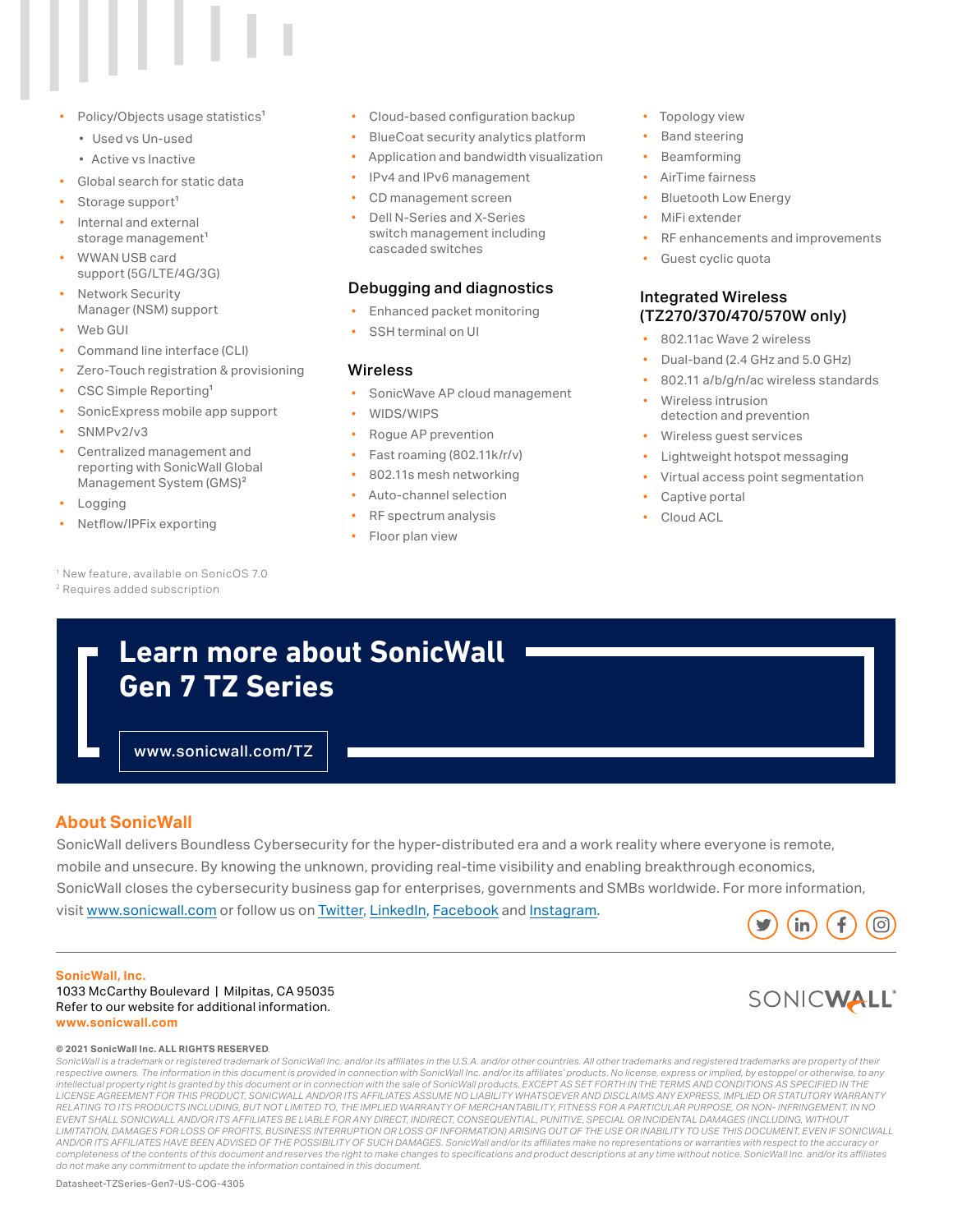- Policy/Objects usage statistics[1]
  - Used vs Un-used
  - Active vs Inactive
- Global search for static data
- Storage support[1]
- Internal and external storage management[1]
- WWAN USB card support (5G/LTE/4G/3G)
- Network Security Manager (NSM) support
- Web GUI
- Command line interface (CLI)
- Zero-Touch registration & provisioning
- CSC Simple Reporting[1]
- SonicExpress mobile app support
- SNMPv2/v3
- Centralized management and reporting with SonicWall Global Management System (GMS)[2]
- Logging
- Netflow/IPFix exporting
- Cloud-based configuration backup
- BlueCoat security analytics platform
- Application and bandwidth visualization
- IPv4 and IPv6 management
- CD management screen
- Dell N-Series and X-Series switch management including cascaded switches

### Debugging and diagnostics

- Enhanced packet monitoring
- SSH terminal on UI

### Wireless

- SonicWave AP cloud management
- WIDS/WIPS
- Rogue AP prevention
- Fast roaming (802.11k/r/v)
- 802.11s mesh networking
- Auto-channel selection
- RF spectrum analysis
- Floor plan view
- Topology view
- Band steering
- Beamforming
- AirTime fairness
- Bluetooth Low Energy
- MiFi extender
- RF enhancements and improvements
- Guest cyclic quota

### Integrated Wireless (TZ270/370/470/570W only)

- 802.11ac Wave 2 wireless
- Dual-band (2.4 GHz and 5.0 GHz)
- 802.11 a/b/g/n/ac wireless standards
- Wireless intrusion detection and prevention
- Wireless guest services
- Lightweight hotspot messaging
- Virtual access point segmentation
- Captive portal
- Cloud ACL

[1] New feature, available on SonicOS 7.0
[2] Requires added subscription

## Learn more about SonicWall Gen 7 TZ Series

www.sonicwall.com/TZ

## About SonicWall

SonicWall delivers Boundless Cybersecurity for the hyper-distributed era and a work reality where everyone is remote, mobile and unsecure. By knowing the unknown, providing real-time visibility and enabling breakthrough economics, SonicWall closes the cybersecurity business gap for enterprises, governments and SMBs worldwide. For more information, visit www.sonicwall.com or follow us on Twitter, LinkedIn, Facebook and Instagram.

**SonicWall, Inc.**
1033 McCarthy Boulevard | Milpitas, CA 95035
Refer to our website for additional information.
**www.sonicwall.com**

SONICWALL

**© 2021 SonicWall Inc. ALL RIGHTS RESERVED.**
*SonicWall is a trademark or registered trademark of SonicWall Inc. and/or its affiliates in the U.S.A. and/or other countries. All other trademarks and registered trademarks are property of their respective owners. The information in this document is provided in connection with SonicWall Inc. and/or its affiliates' products. No license, express or implied, by estoppel or otherwise, to any intellectual property right is granted by this document or in connection with the sale of SonicWall products. EXCEPT AS SET FORTH IN THE TERMS AND CONDITIONS AS SPECIFIED IN THE LICENSE AGREEMENT FOR THIS PRODUCT, SONICWALL AND/OR ITS AFFILIATES ASSUME NO LIABILITY WHATSOEVER AND DISCLAIMS ANY EXPRESS, IMPLIED OR STATUTORY WARRANTY RELATING TO ITS PRODUCTS INCLUDING, BUT NOT LIMITED TO, THE IMPLIED WARRANTY OF MERCHANTABILITY, FITNESS FOR A PARTICULAR PURPOSE, OR NON- INFRINGEMENT. IN NO EVENT SHALL SONICWALL AND/OR ITS AFFILIATES BE LIABLE FOR ANY DIRECT, INDIRECT, CONSEQUENTIAL, PUNITIVE, SPECIAL OR INCIDENTAL DAMAGES (INCLUDING, WITHOUT LIMITATION, DAMAGES FOR LOSS OF PROFITS, BUSINESS INTERRUPTION OR LOSS OF INFORMATION) ARISING OUT OF THE USE OR INABILITY TO USE THIS DOCUMENT, EVEN IF SONICWALL AND/OR ITS AFFILIATES HAVE BEEN ADVISED OF THE POSSIBILITY OF SUCH DAMAGES. SonicWall and/or its affiliates make no representations or warranties with respect to the accuracy or completeness of the contents of this document and reserves the right to make changes to specifications and product descriptions at any time without notice. SonicWall Inc. and/or its affiliates do not make any commitment to update the information contained in this document.*

Datasheet-TZSeries-Gen7-US-COG-4305